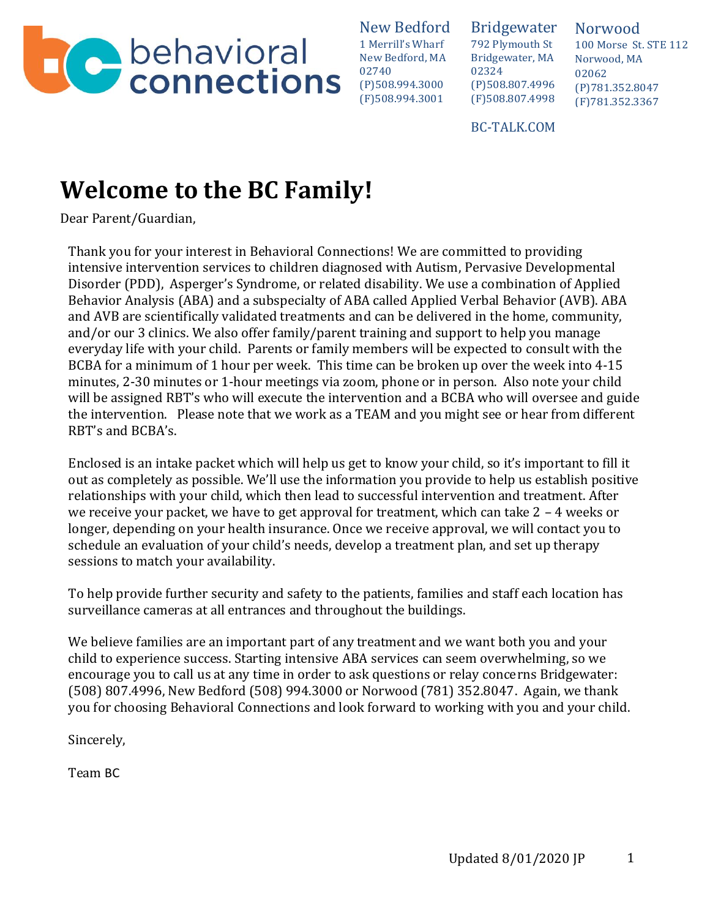**behavioral connections**

**New Bedford**
1 Merrill's Wharf
New Bedford, MA
02740
(P)508.994.3000
(F)508.994.3001

**Bridgewater**
792 Plymouth St
Bridgewater, MA
02324
(P)508.807.4996
(F)508.807.4998

**Norwood**
100 Morse St. STE 112
Norwood, MA
02062
(P)781.352.8047
(F)781.352.3367

BC-TALK.COM

# Welcome to the BC Family!

Dear Parent/Guardian,

Thank you for your interest in Behavioral Connections! We are committed to providing intensive intervention services to children diagnosed with Autism, Pervasive Developmental Disorder (PDD), Asperger's Syndrome, or related disability. We use a combination of Applied Behavior Analysis (ABA) and a subspecialty of ABA called Applied Verbal Behavior (AVB). ABA and AVB are scientifically validated treatments and can be delivered in the home, community, and/or our 3 clinics. We also offer family/parent training and support to help you manage everyday life with your child. Parents or family members will be expected to consult with the BCBA for a minimum of 1 hour per week. This time can be broken up over the week into 4-15 minutes, 2-30 minutes or 1-hour meetings via zoom, phone or in person. Also note your child will be assigned RBT's who will execute the intervention and a BCBA who will oversee and guide the intervention. Please note that we work as a TEAM and you might see or hear from different RBT's and BCBA's.

Enclosed is an intake packet which will help us get to know your child, so it's important to fill it out as completely as possible. We'll use the information you provide to help us establish positive relationships with your child, which then lead to successful intervention and treatment. After we receive your packet, we have to get approval for treatment, which can take 2 – 4 weeks or longer, depending on your health insurance. Once we receive approval, we will contact you to schedule an evaluation of your child's needs, develop a treatment plan, and set up therapy sessions to match your availability.

To help provide further security and safety to the patients, families and staff each location has surveillance cameras at all entrances and throughout the buildings.

We believe families are an important part of any treatment and we want both you and your child to experience success. Starting intensive ABA services can seem overwhelming, so we encourage you to call us at any time in order to ask questions or relay concerns Bridgewater: (508) 807.4996, New Bedford (508) 994.3000 or Norwood (781) 352.8047. Again, we thank you for choosing Behavioral Connections and look forward to working with you and your child.

Sincerely,

Team BC

Updated 8/01/2020 JP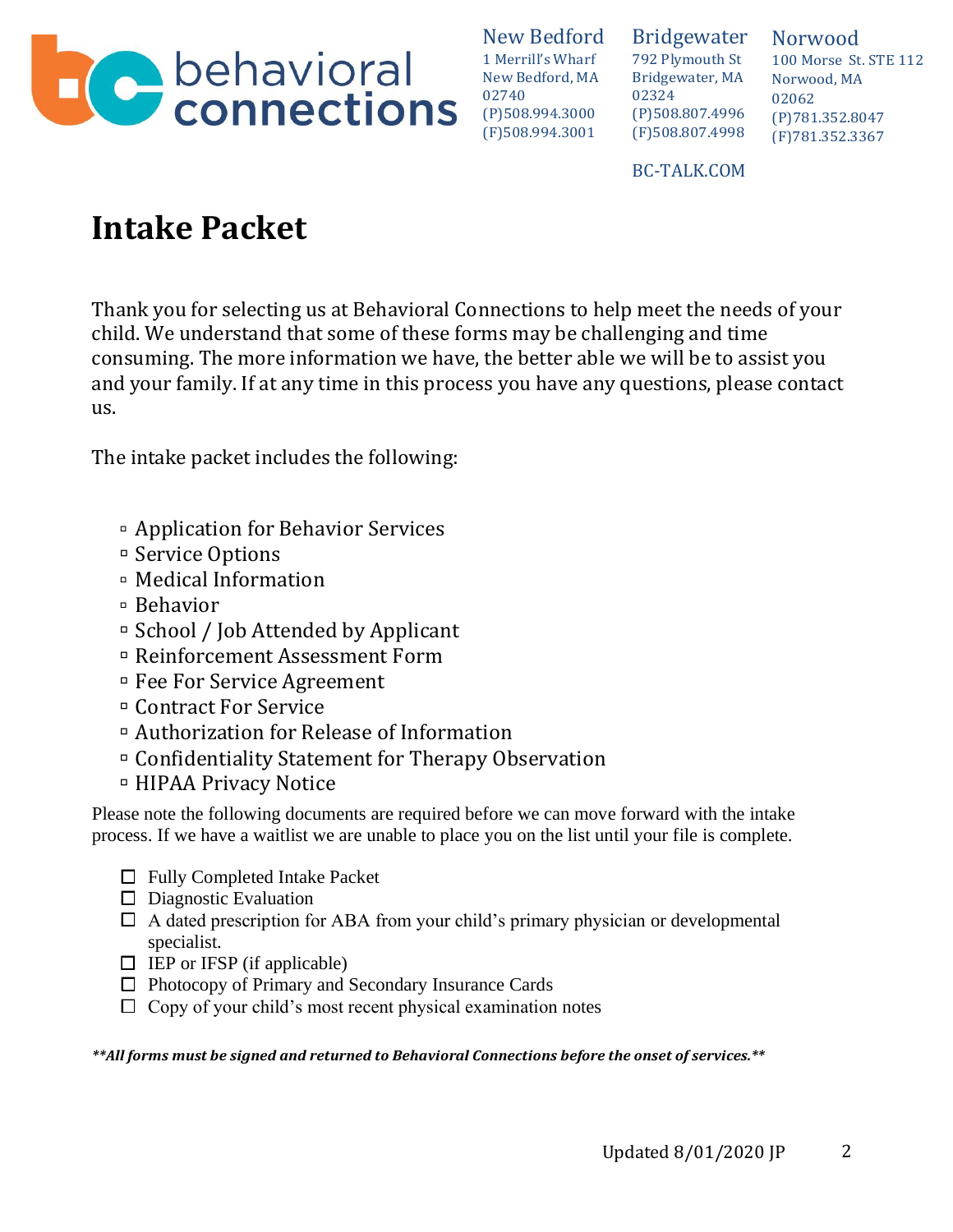behavioral connections

**New Bedford**
1 Merrill's Wharf
New Bedford, MA
02740
(P)508.994.3000
(F)508.994.3001

**Bridgewater**
792 Plymouth St
Bridgewater, MA
02324
(P)508.807.4996
(F)508.807.4998

**Norwood**
100 Morse St. STE 112
Norwood, MA
02062
(P)781.352.8047
(F)781.352.3367

BC-TALK.COM

# Intake Packet

Thank you for selecting us at Behavioral Connections to help meet the needs of your child. We understand that some of these forms may be challenging and time consuming. The more information we have, the better able we will be to assist you and your family. If at any time in this process you have any questions, please contact us.

The intake packet includes the following:

- Application for Behavior Services
- Service Options
- Medical Information
- Behavior
- School / Job Attended by Applicant
- Reinforcement Assessment Form
- Fee For Service Agreement
- Contract For Service
- Authorization for Release of Information
- Confidentiality Statement for Therapy Observation
- HIPAA Privacy Notice

Please note the following documents are required before we can move forward with the intake process. If we have a waitlist we are unable to place you on the list until your file is complete.

- ☐ Fully Completed Intake Packet
- ☐ Diagnostic Evaluation
- ☐ A dated prescription for ABA from your child's primary physician or developmental specialist.
- ☐ IEP or IFSP (if applicable)
- ☐ Photocopy of Primary and Secondary Insurance Cards
- ☐ Copy of your child's most recent physical examination notes

***\*\*All forms must be signed and returned to Behavioral Connections before the onset of services.\*\****

Updated 8/01/2020 JP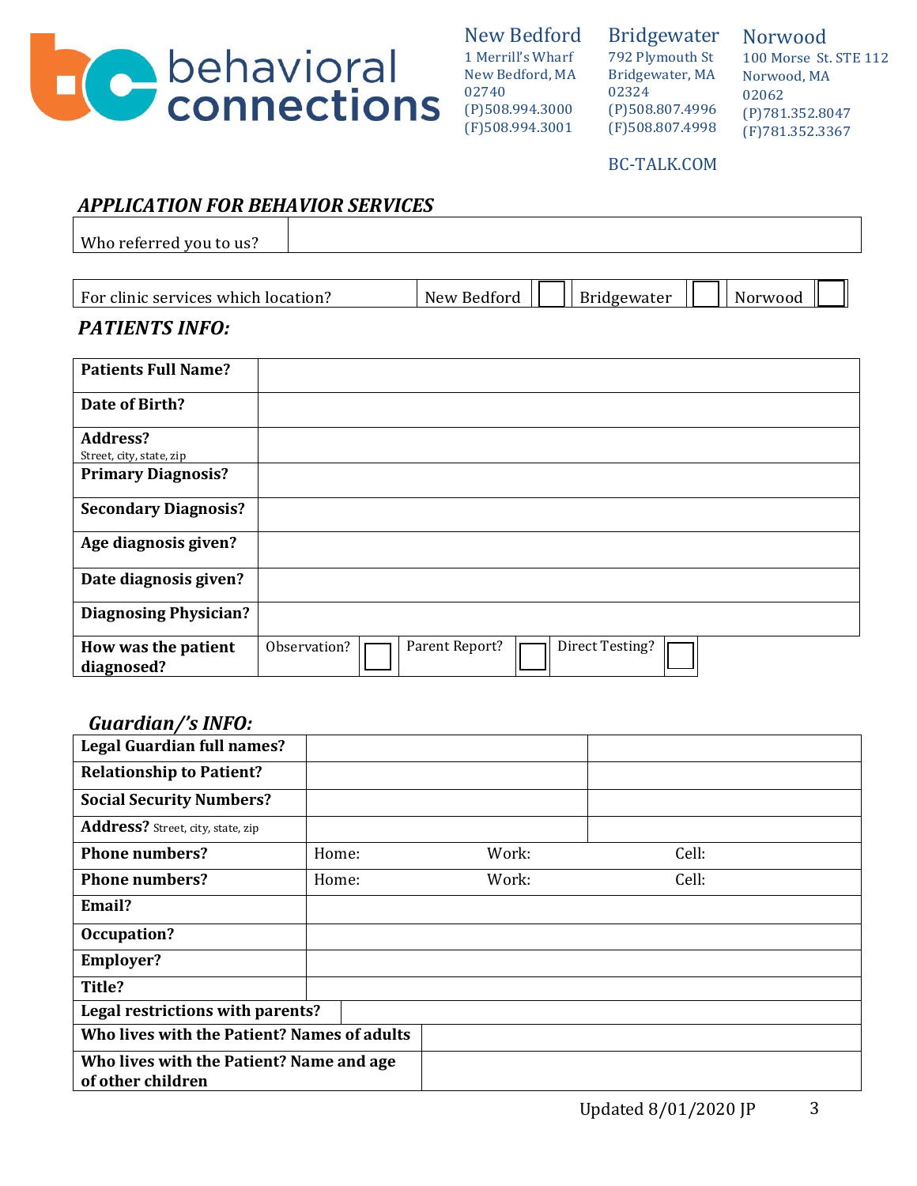behavioral connections

**New Bedford**
1 Merrill's Wharf
New Bedford, MA
02740
(P)508.994.3000
(F)508.994.3001

**Bridgewater**
792 Plymouth St
Bridgewater, MA
02324
(P)508.807.4996
(F)508.807.4998

**Norwood**
100 Morse St. STE 112
Norwood, MA
02062
(P)781.352.8047
(F)781.352.3367

BC-TALK.COM

## *APPLICATION FOR BEHAVIOR SERVICES*

| Who referred you to us? | |
|---|---|

| For clinic services which location? | New Bedford | ☐ | Bridgewater | ☐ | Norwood | ☐ |
|---|---|---|---|---|---|---|

## *PATIENTS INFO:*

| **Patients Full Name?** | | | | | | |
|---|---|---|---|---|---|---|
| **Date of Birth?** | | | | | | |
| **Address?** Street, city, state, zip | | | | | | |
| **Primary Diagnosis?** | | | | | | |
| **Secondary Diagnosis?** | | | | | | |
| **Age diagnosis given?** | | | | | | |
| **Date diagnosis given?** | | | | | | |
| **Diagnosing Physician?** | | | | | | |
| **How was the patient diagnosed?** | Observation? | ☐ | Parent Report? | ☐ | Direct Testing? | ☐ |

## *Guardian/'s INFO:*

| **Legal Guardian full names?** | | | |
|---|---|---|---|
| **Relationship to Patient?** | | | |
| **Social Security Numbers?** | | | |
| **Address?** Street, city, state, zip | | | |
| **Phone numbers?** | Home: | Work: | Cell: |
| **Phone numbers?** | Home: | Work: | Cell: |
| **Email?** | | | |
| **Occupation?** | | | |
| **Employer?** | | | |
| **Title?** | | | |
| **Legal restrictions with parents?** | | | |
| **Who lives with the Patient? Names of adults** | | | |
| **Who lives with the Patient? Name and age of other children** | | | |

Updated 8/01/2020 JP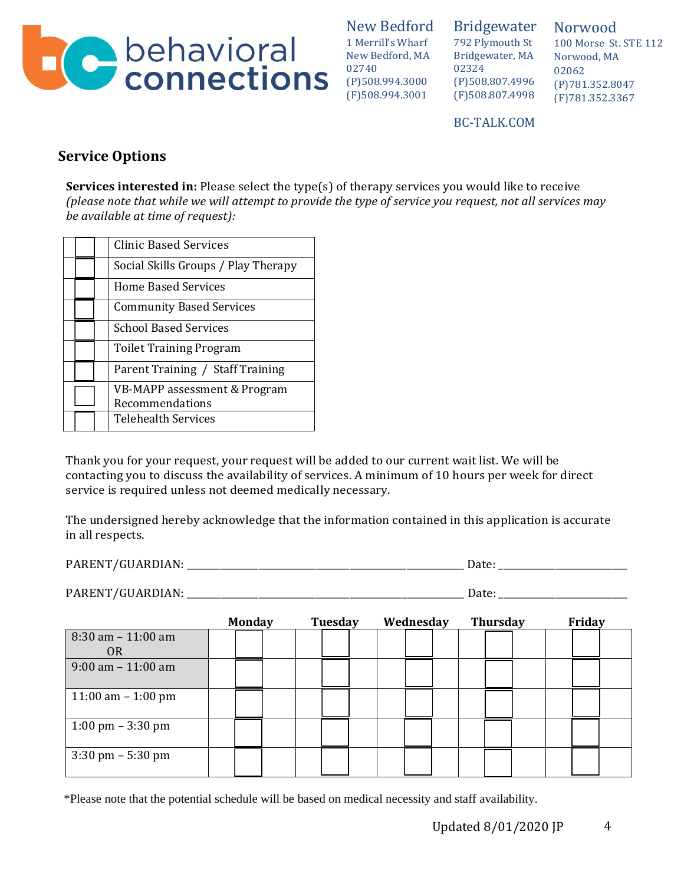behavioral connections

**New Bedford**
1 Merrill's Wharf
New Bedford, MA
02740
(P)508.994.3000
(F)508.994.3001

**Bridgewater**
792 Plymouth St
Bridgewater, MA
02324
(P)508.807.4996
(F)508.807.4998

**Norwood**
100 Morse St. STE 112
Norwood, MA
02062
(P)781.352.8047
(F)781.352.3367

BC-TALK.COM

## Service Options

**Services interested in:** Please select the type(s) of therapy services you would like to receive *(please note that while we will attempt to provide the type of service you request, not all services may be available at time of request):*

| | Service |
|---|---|
| ☐ | Clinic Based Services |
| ☐ | Social Skills Groups / Play Therapy |
| ☐ | Home Based Services |
| ☐ | Community Based Services |
| ☐ | School Based Services |
| ☐ | Toilet Training Program |
| ☐ | Parent Training / Staff Training |
| ☐ | VB-MAPP assessment & Program Recommendations |
| ☐ | Telehealth Services |

Thank you for your request, your request will be added to our current wait list. We will be contacting you to discuss the availability of services. A minimum of 10 hours per week for direct service is required unless not deemed medically necessary.

The undersigned hereby acknowledge that the information contained in this application is accurate in all respects.

PARENT/GUARDIAN: ______________________________________ Date: ____________________

PARENT/GUARDIAN: ______________________________________ Date: ____________________

| | Monday | Tuesday | Wednesday | Thursday | Friday |
|---|---|---|---|---|---|
| 8:30 am – 11:00 am OR | ☐ | ☐ | ☐ | ☐ | ☐ |
| 9:00 am – 11:00 am | ☐ | ☐ | ☐ | ☐ | ☐ |
| 11:00 am – 1:00 pm | ☐ | ☐ | ☐ | ☐ | ☐ |
| 1:00 pm – 3:30 pm | ☐ | ☐ | ☐ | ☐ | ☐ |
| 3:30 pm – 5:30 pm | ☐ | ☐ | ☐ | ☐ | ☐ |

*Please note that the potential schedule will be based on medical necessity and staff availability.

Updated 8/01/2020 JP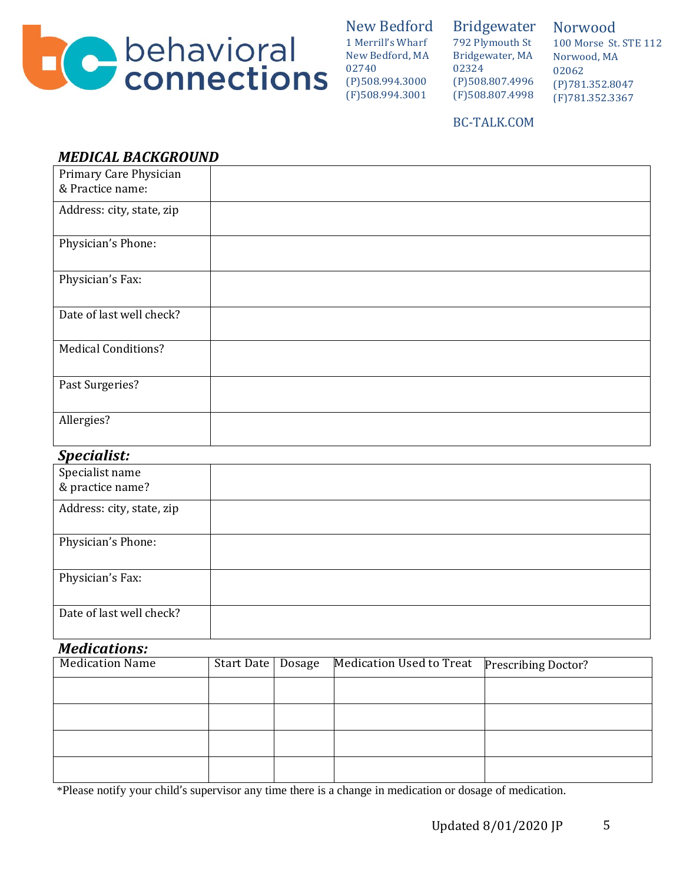**behavioral connections**

**New Bedford**
1 Merrill's Wharf
New Bedford, MA
02740
(P)508.994.3000
(F)508.994.3001

**Bridgewater**
792 Plymouth St
Bridgewater, MA
02324
(P)508.807.4996
(F)508.807.4998

**Norwood**
100 Morse St. STE 112
Norwood, MA
02062
(P)781.352.8047
(F)781.352.3367

BC-TALK.COM

## *MEDICAL BACKGROUND*

| | |
|---|---|
| Primary Care Physician & Practice name: | |
| Address: city, state, zip | |
| Physician's Phone: | |
| Physician's Fax: | |
| Date of last well check? | |
| Medical Conditions? | |
| Past Surgeries? | |
| Allergies? | |

## *Specialist:*

| | |
|---|---|
| Specialist name & practice name? | |
| Address: city, state, zip | |
| Physician's Phone: | |
| Physician's Fax: | |
| Date of last well check? | |

## *Medications:*

| Medication Name | Start Date | Dosage | Medication Used to Treat | Prescribing Doctor? |
|---|---|---|---|---|
| | | | | |
| | | | | |
| | | | | |
| | | | | |

*Please notify your child's supervisor any time there is a change in medication or dosage of medication.

Updated 8/01/2020 JP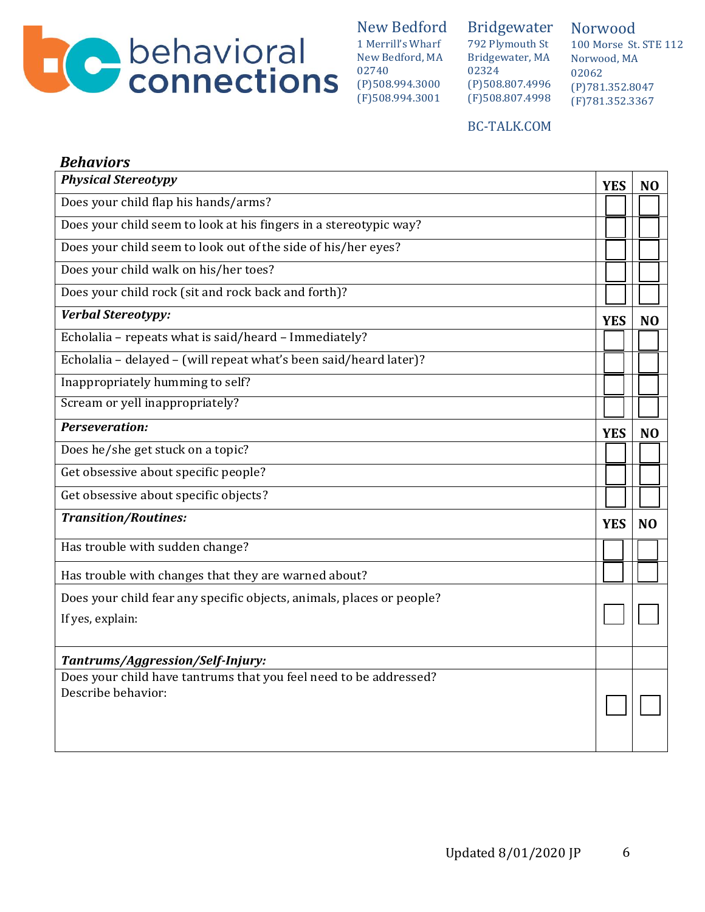behavioral connections

**New Bedford**
1 Merrill's Wharf
New Bedford, MA
02740
(P)508.994.3000
(F)508.994.3001

**Bridgewater**
792 Plymouth St
Bridgewater, MA
02324
(P)508.807.4996
(F)508.807.4998

**Norwood**
100 Morse St. STE 112
Norwood, MA
02062
(P)781.352.8047
(F)781.352.3367

BC-TALK.COM

## *Behaviors*

| ***Physical Stereotypy*** | **YES** | **NO** |
|---|---|---|
| Does your child flap his hands/arms? | ☐ | ☐ |
| Does your child seem to look at his fingers in a stereotypic way? | ☐ | ☐ |
| Does your child seem to look out of the side of his/her eyes? | ☐ | ☐ |
| Does your child walk on his/her toes? | ☐ | ☐ |
| Does your child rock (sit and rock back and forth)? | ☐ | ☐ |
| ***Verbal Stereotypy:*** | **YES** | **NO** |
| Echolalia – repeats what is said/heard – Immediately? | ☐ | ☐ |
| Echolalia – delayed – (will repeat what's been said/heard later)? | ☐ | ☐ |
| Inappropriately humming to self? | ☐ | ☐ |
| Scream or yell inappropriately? | ☐ | ☐ |
| ***Perseveration:*** | **YES** | **NO** |
| Does he/she get stuck on a topic? | ☐ | ☐ |
| Get obsessive about specific people? | ☐ | ☐ |
| Get obsessive about specific objects? | ☐ | ☐ |
| ***Transition/Routines:*** | **YES** | **NO** |
| Has trouble with sudden change? | ☐ | ☐ |
| Has trouble with changes that they are warned about? | ☐ | ☐ |
| Does your child fear any specific objects, animals, places or people?<br>If yes, explain: | ☐ | ☐ |
| ***Tantrums/Aggression/Self-Injury:*** | | |
| Does your child have tantrums that you feel need to be addressed?<br>Describe behavior: | ☐ | ☐ |

Updated 8/01/2020 JP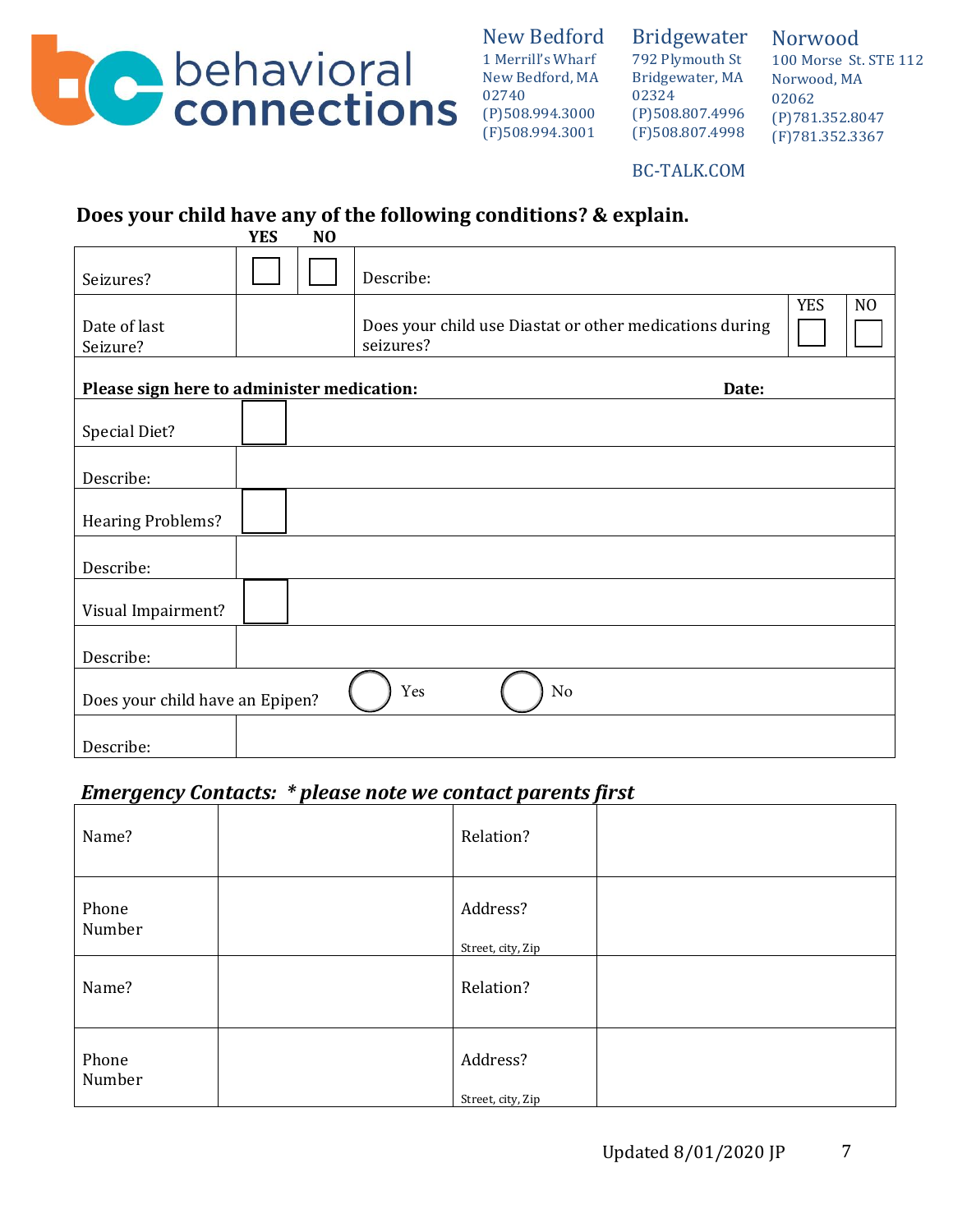**behavioral connections**

**New Bedford**
1 Merrill's Wharf
New Bedford, MA
02740
(P)508.994.3000
(F)508.994.3001

**Bridgewater**
792 Plymouth St
Bridgewater, MA
02324
(P)508.807.4996
(F)508.807.4998

**Norwood**
100 Morse St. STE 112
Norwood, MA
02062
(P)781.352.8047
(F)781.352.3367

BC-TALK.COM

## Does your child have any of the following conditions? & explain.

| | YES | NO | | | |
|---|---|---|---|---|---|
| Seizures? | ☐ | ☐ | Describe: | | |
| Date of last Seizure? | | | Does your child use Diastat or other medications during seizures? | YES ☐ | NO ☐ |
| **Please sign here to administer medication:** | | | **Date:** | | |
| Special Diet? | ☐ | | | | |
| Describe: | | | | | |
| Hearing Problems? | ☐ | | | | |
| Describe: | | | | | |
| Visual Impairment? | ☐ | | | | |
| Describe: | | | | | |
| Does your child have an Epipen? | ◯ Yes | ◯ No | | | |
| Describe: | | | | | |

### *Emergency Contacts: * please note we contact parents first*

| | | | |
|---|---|---|---|
| Name? | | Relation? | |
| Phone Number | | Address? Street, city, Zip | |
| Name? | | Relation? | |
| Phone Number | | Address? Street, city, Zip | |

Updated 8/01/2020 JP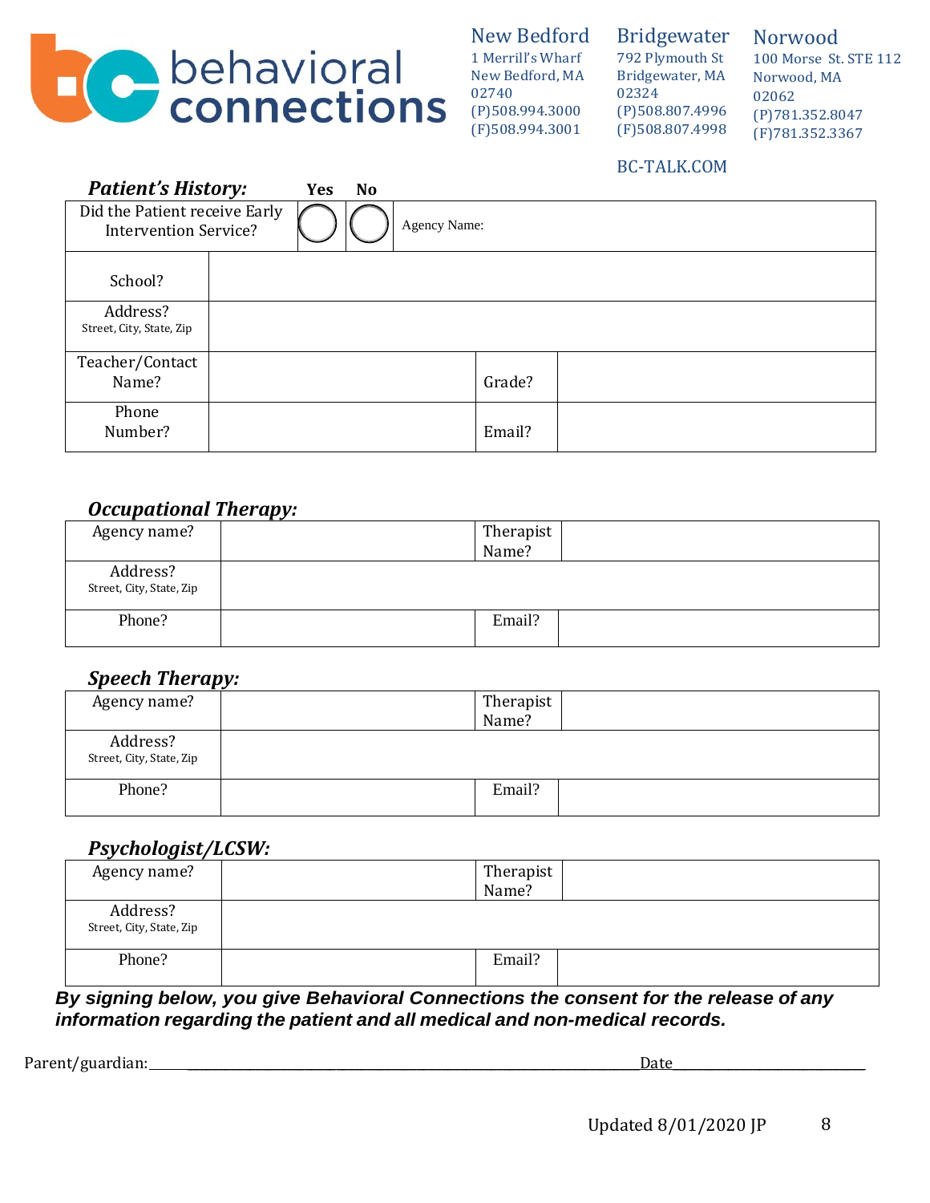behavioral connections

**New Bedford**
1 Merrill's Wharf
New Bedford, MA
02740
(P)508.994.3000
(F)508.994.3001

**Bridgewater**
792 Plymouth St
Bridgewater, MA
02324
(P)508.807.4996
(F)508.807.4998

**Norwood**
100 Morse St. STE 112
Norwood, MA
02062
(P)781.352.8047
(F)781.352.3367

BC-TALK.COM

### *Patient's History:*

| | Yes | No | |
|---|---|---|---|
| Did the Patient receive Early Intervention Service? | ◯ | ◯ | Agency Name: |

| | | | |
|---|---|---|---|
| School? | | | |
| Address? Street, City, State, Zip | | | |
| Teacher/Contact Name? | | Grade? | |
| Phone Number? | | Email? | |

### *Occupational Therapy:*

| | | | |
|---|---|---|---|
| Agency name? | | Therapist Name? | |
| Address? Street, City, State, Zip | | | |
| Phone? | | Email? | |

### *Speech Therapy:*

| | | | |
|---|---|---|---|
| Agency name? | | Therapist Name? | |
| Address? Street, City, State, Zip | | | |
| Phone? | | Email? | |

### *Psychologist/LCSW:*

| | | | |
|---|---|---|---|
| Agency name? | | Therapist Name? | |
| Address? Street, City, State, Zip | | | |
| Phone? | | Email? | |

***By signing below, you give Behavioral Connections the consent for the release of any information regarding the patient and all medical and non-medical records.***

Parent/guardian:\_\_\_\_\_\_\_\_\_\_\_\_\_\_\_\_\_\_\_\_\_\_\_\_\_\_\_\_\_\_\_\_\_\_\_\_\_\_\_\_\_\_\_\_\_\_\_\_\_\_\_\_\_\_\_\_\_\_\_\_ Date\_\_\_\_\_\_\_\_\_\_\_\_\_\_\_\_\_\_\_\_\_\_\_\_\_\_

Updated 8/01/2020 JP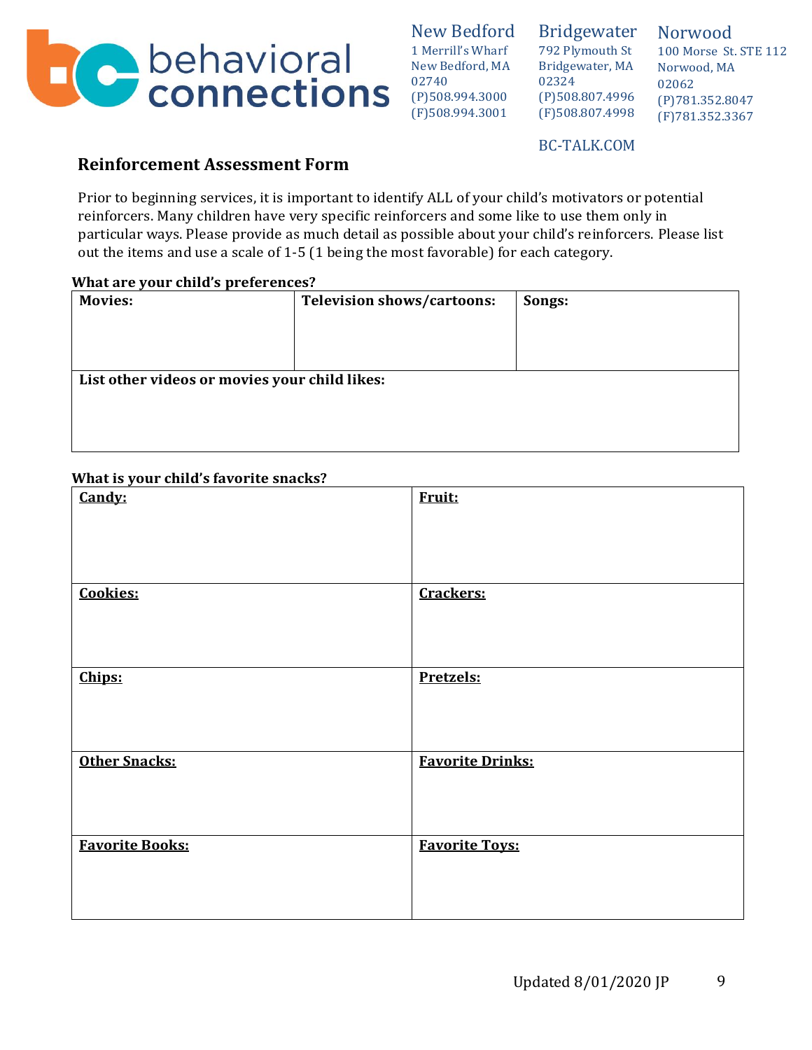behavioral connections

**New Bedford**
1 Merrill's Wharf
New Bedford, MA
02740
(P)508.994.3000
(F)508.994.3001

**Bridgewater**
792 Plymouth St
Bridgewater, MA
02324
(P)508.807.4996
(F)508.807.4998

**Norwood**
100 Morse St. STE 112
Norwood, MA
02062
(P)781.352.8047
(F)781.352.3367

BC-TALK.COM

## Reinforcement Assessment Form

Prior to beginning services, it is important to identify ALL of your child's motivators or potential reinforcers. Many children have very specific reinforcers and some like to use them only in particular ways. Please provide as much detail as possible about your child's reinforcers. Please list out the items and use a scale of 1-5 (1 being the most favorable) for each category.

**What are your child's preferences?**

| **Movies:** | **Television shows/cartoons:** | **Songs:** |
|---|---|---|
| | | |
| **List other videos or movies your child likes:** | | |
| | | |

**What is your child's favorite snacks?**

| **Candy:** | **Fruit:** |
|---|---|
| | |
| **Cookies:** | **Crackers:** |
| | |
| **Chips:** | **Pretzels:** |
| | |
| **Other Snacks:** | **Favorite Drinks:** |
| | |
| **Favorite Books:** | **Favorite Toys:** |
| | |

Updated 8/01/2020 JP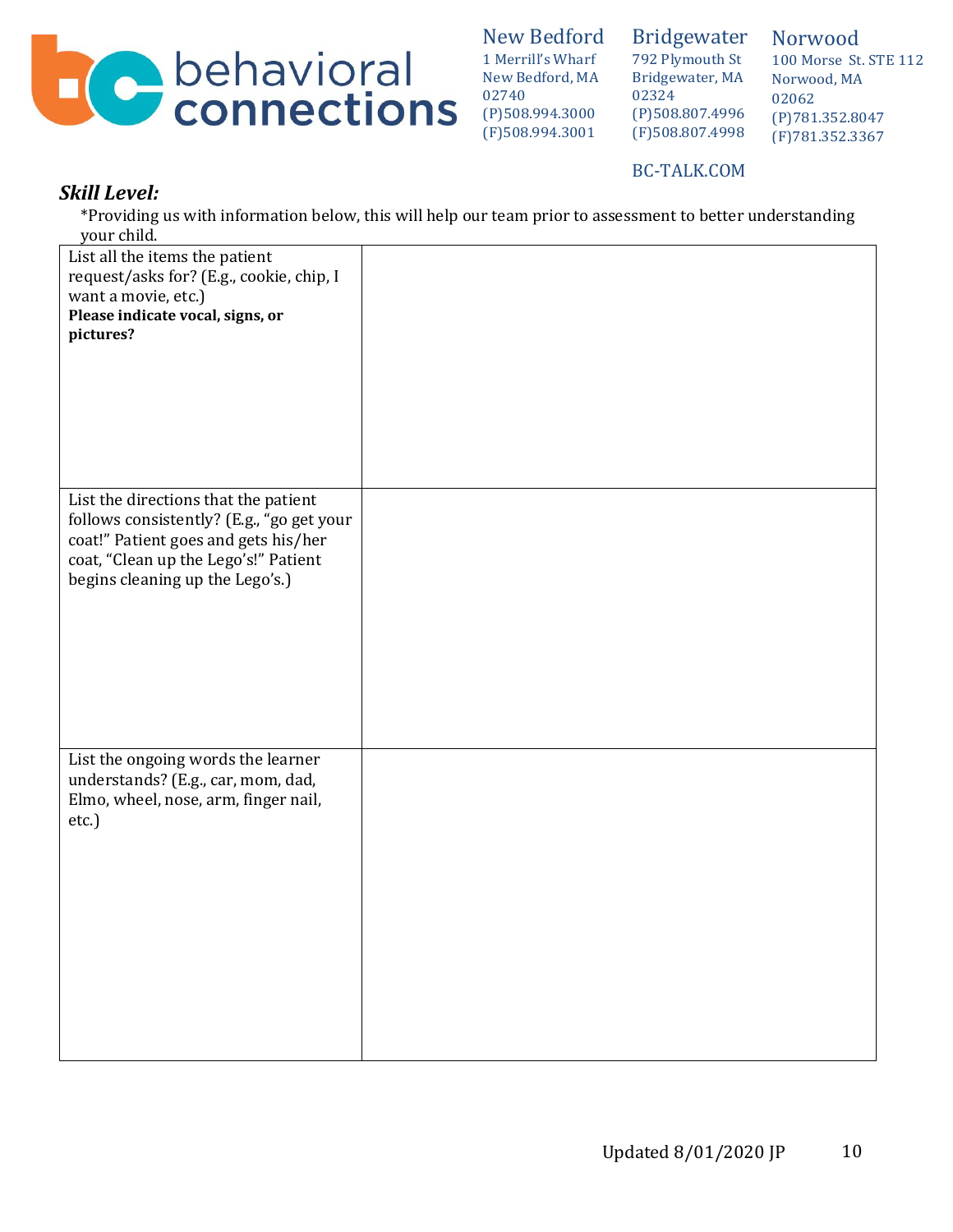behavioral connections

**New Bedford**
1 Merrill's Wharf
New Bedford, MA
02740
(P)508.994.3000
(F)508.994.3001

**Bridgewater**
792 Plymouth St
Bridgewater, MA
02324
(P)508.807.4996
(F)508.807.4998

**Norwood**
100 Morse St. STE 112
Norwood, MA
02062
(P)781.352.8047
(F)781.352.3367

BC-TALK.COM

***Skill Level:***

*Providing us with information below, this will help our team prior to assessment to better understanding your child.

| | |
|---|---|
| List all the items the patient request/asks for? (E.g., cookie, chip, I want a movie, etc.) **Please indicate vocal, signs, or pictures?** | |
| List the directions that the patient follows consistently? (E.g., "go get your coat!" Patient goes and gets his/her coat, "Clean up the Lego's!" Patient begins cleaning up the Lego's.) | |
| List the ongoing words the learner understands? (E.g., car, mom, dad, Elmo, wheel, nose, arm, finger nail, etc.) | |

Updated 8/01/2020 JP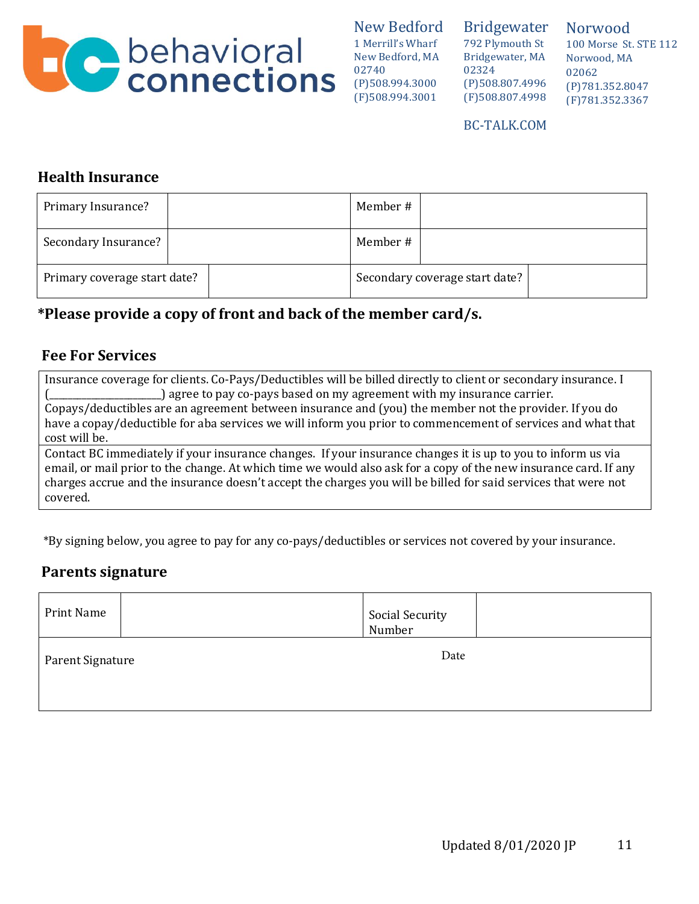behavioral connections

**New Bedford**
1 Merrill's Wharf
New Bedford, MA
02740
(P)508.994.3000
(F)508.994.3001

**Bridgewater**
792 Plymouth St
Bridgewater, MA
02324
(P)508.807.4996
(F)508.807.4998

**Norwood**
100 Morse St. STE 112
Norwood, MA
02062
(P)781.352.8047
(F)781.352.3367

BC-TALK.COM

## Health Insurance

| Primary Insurance? | | Member # | |
|---|---|---|---|
| Secondary Insurance? | | Member # | |
| Primary coverage start date? | | Secondary coverage start date? | |

**\*Please provide a copy of front and back of the member card/s.**

## Fee For Services

| |
|---|
| Insurance coverage for clients. Co-Pays/Deductibles will be billed directly to client or secondary insurance. I (______________________) agree to pay co-pays based on my agreement with my insurance carrier. Copays/deductibles are an agreement between insurance and (you) the member not the provider. If you do have a copay/deductible for aba services we will inform you prior to commencement of services and what that cost will be. |
| Contact BC immediately if your insurance changes. If your insurance changes it is up to you to inform us via email, or mail prior to the change. At which time we would also ask for a copy of the new insurance card. If any charges accrue and the insurance doesn't accept the charges you will be billed for said services that were not covered. |

*By signing below, you agree to pay for any co-pays/deductibles or services not covered by your insurance.

## Parents signature

| Print Name | | Social Security Number | |
|---|---|---|---|
| Parent Signature | | Date | |

Updated 8/01/2020 JP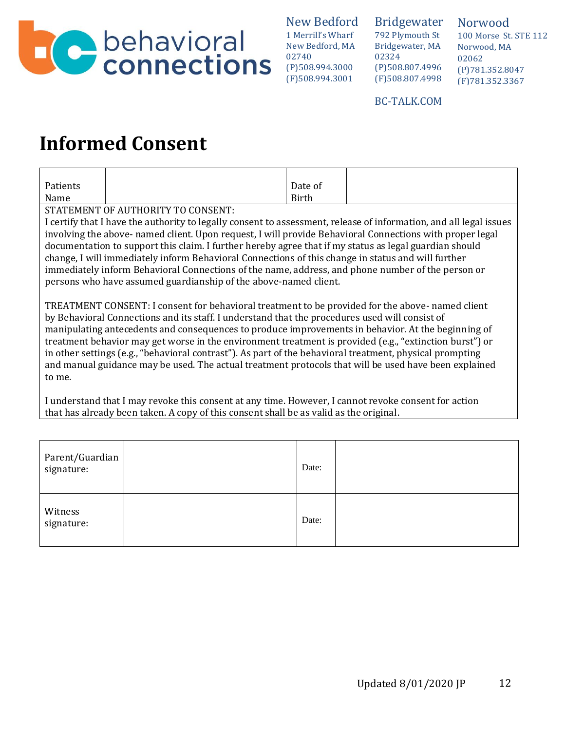behavioral connections

**New Bedford**
1 Merrill's Wharf
New Bedford, MA
02740
(P)508.994.3000
(F)508.994.3001

**Bridgewater**
792 Plymouth St
Bridgewater, MA
02324
(P)508.807.4996
(F)508.807.4998

**Norwood**
100 Morse St. STE 112
Norwood, MA
02062
(P)781.352.8047
(F)781.352.3367

BC-TALK.COM

# Informed Consent

| Patients Name | | Date of Birth | |
|---|---|---|---|

STATEMENT OF AUTHORITY TO CONSENT:
I certify that I have the authority to legally consent to assessment, release of information, and all legal issues involving the above- named client. Upon request, I will provide Behavioral Connections with proper legal documentation to support this claim. I further hereby agree that if my status as legal guardian should change, I will immediately inform Behavioral Connections of this change in status and will further immediately inform Behavioral Connections of the name, address, and phone number of the person or persons who have assumed guardianship of the above-named client.

TREATMENT CONSENT: I consent for behavioral treatment to be provided for the above- named client by Behavioral Connections and its staff. I understand that the procedures used will consist of manipulating antecedents and consequences to produce improvements in behavior. At the beginning of treatment behavior may get worse in the environment treatment is provided (e.g., "extinction burst") or in other settings (e.g., "behavioral contrast"). As part of the behavioral treatment, physical prompting and manual guidance may be used. The actual treatment protocols that will be used have been explained to me.

I understand that I may revoke this consent at any time. However, I cannot revoke consent for action that has already been taken. A copy of this consent shall be as valid as the original.

| Parent/Guardian signature: | | Date: | |
|---|---|---|---|
| Witness signature: | | Date: | |

Updated 8/01/2020 JP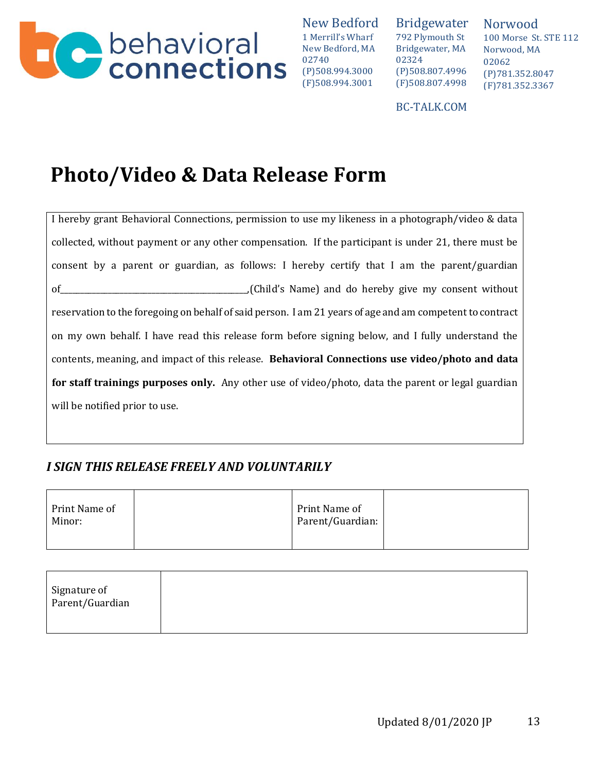**behavioral connections**

| New Bedford | Bridgewater | Norwood |
|---|---|---|
| 1 Merrill's Wharf | 792 Plymouth St | 100 Morse St. STE 112 |
| New Bedford, MA 02740 | Bridgewater, MA 02324 | Norwood, MA 02062 |
| (P)508.994.3000 | (P)508.807.4996 | (P)781.352.8047 |
| (F)508.994.3001 | (F)508.807.4998 | (F)781.352.3367 |

BC-TALK.COM

# Photo/Video & Data Release Form

I hereby grant Behavioral Connections, permission to use my likeness in a photograph/video & data collected, without payment or any other compensation. If the participant is under 21, there must be consent by a parent or guardian, as follows: I hereby certify that I am the parent/guardian of_____________________________________________,(Child's Name) and do hereby give my consent without reservation to the foregoing on behalf of said person. I am 21 years of age and am competent to contract on my own behalf. I have read this release form before signing below, and I fully understand the contents, meaning, and impact of this release. **Behavioral Connections use video/photo and data for staff trainings purposes only.** Any other use of video/photo, data the parent or legal guardian will be notified prior to use.

***I SIGN THIS RELEASE FREELY AND VOLUNTARILY***

| Print Name of Minor: | | Print Name of Parent/Guardian: | |
|---|---|---|---|

| Signature of Parent/Guardian | |
|---|---|

Updated 8/01/2020 JP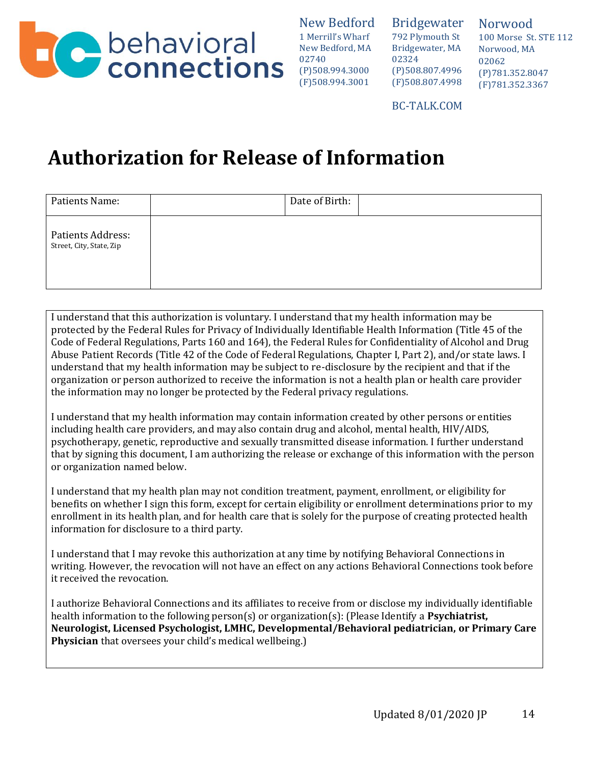**behavioral connections**

**New Bedford**
1 Merrill's Wharf
New Bedford, MA
02740
(P)508.994.3000
(F)508.994.3001

**Bridgewater**
792 Plymouth St
Bridgewater, MA
02324
(P)508.807.4996
(F)508.807.4998

**Norwood**
100 Morse St. STE 112
Norwood, MA
02062
(P)781.352.8047
(F)781.352.3367

BC-TALK.COM

# Authorization for Release of Information

| Patients Name: | | Date of Birth: | |
|---|---|---|---|
| Patients Address: Street, City, State, Zip | | | |

I understand that this authorization is voluntary. I understand that my health information may be protected by the Federal Rules for Privacy of Individually Identifiable Health Information (Title 45 of the Code of Federal Regulations, Parts 160 and 164), the Federal Rules for Confidentiality of Alcohol and Drug Abuse Patient Records (Title 42 of the Code of Federal Regulations, Chapter I, Part 2), and/or state laws. I understand that my health information may be subject to re-disclosure by the recipient and that if the organization or person authorized to receive the information is not a health plan or health care provider the information may no longer be protected by the Federal privacy regulations.

I understand that my health information may contain information created by other persons or entities including health care providers, and may also contain drug and alcohol, mental health, HIV/AIDS, psychotherapy, genetic, reproductive and sexually transmitted disease information. I further understand that by signing this document, I am authorizing the release or exchange of this information with the person or organization named below.

I understand that my health plan may not condition treatment, payment, enrollment, or eligibility for benefits on whether I sign this form, except for certain eligibility or enrollment determinations prior to my enrollment in its health plan, and for health care that is solely for the purpose of creating protected health information for disclosure to a third party.

I understand that I may revoke this authorization at any time by notifying Behavioral Connections in writing. However, the revocation will not have an effect on any actions Behavioral Connections took before it received the revocation.

I authorize Behavioral Connections and its affiliates to receive from or disclose my individually identifiable health information to the following person(s) or organization(s): (Please Identify a **Psychiatrist, Neurologist, Licensed Psychologist, LMHC, Developmental/Behavioral pediatrician, or Primary Care Physician** that oversees your child's medical wellbeing.)

Updated 8/01/2020 JP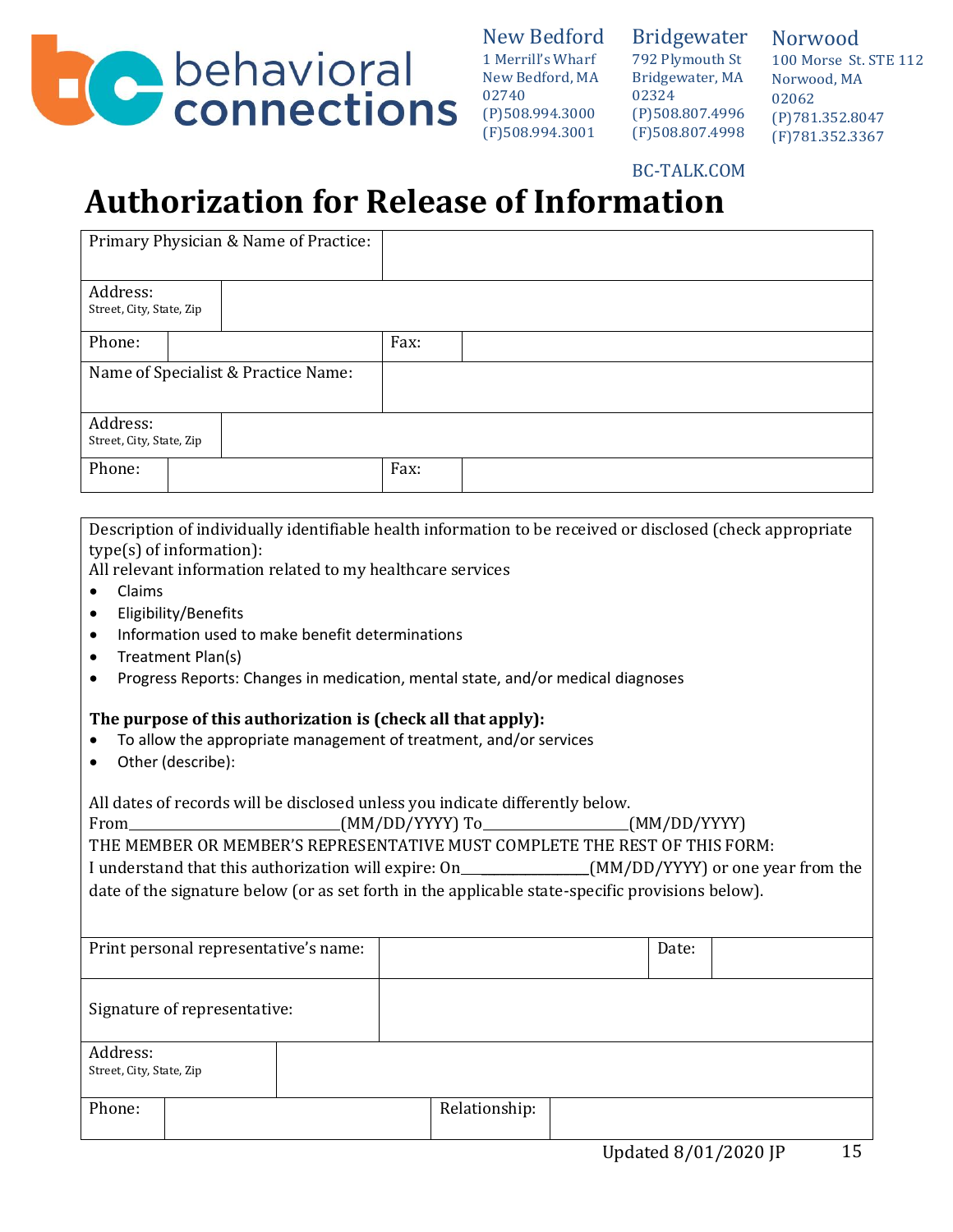behavioral connections

**New Bedford**
1 Merrill's Wharf
New Bedford, MA
02740
(P)508.994.3000
(F)508.994.3001

**Bridgewater**
792 Plymouth St
Bridgewater, MA
02324
(P)508.807.4996
(F)508.807.4998

**Norwood**
100 Morse St. STE 112
Norwood, MA
02062
(P)781.352.8047
(F)781.352.3367

BC-TALK.COM

# Authorization for Release of Information

| Primary Physician & Name of Practice: | | | |
|---|---|---|---|
| Address: Street, City, State, Zip | | | |
| Phone: | | Fax: | |
| Name of Specialist & Practice Name: | | | |
| Address: Street, City, State, Zip | | | |
| Phone: | | Fax: | |

Description of individually identifiable health information to be received or disclosed (check appropriate type(s) of information):
All relevant information related to my healthcare services

- Claims
- Eligibility/Benefits
- Information used to make benefit determinations
- Treatment Plan(s)
- Progress Reports: Changes in medication, mental state, and/or medical diagnoses

**The purpose of this authorization is (check all that apply):**

- To allow the appropriate management of treatment, and/or services
- Other (describe):

All dates of records will be disclosed unless you indicate differently below.
From\_\_\_\_\_\_\_\_\_\_\_\_\_\_\_\_\_\_\_\_\_\_\_\_(MM/DD/YYYY) To\_\_\_\_\_\_\_\_\_\_\_\_\_\_\_\_\_(MM/DD/YYYY)
THE MEMBER OR MEMBER'S REPRESENTATIVE MUST COMPLETE THE REST OF THIS FORM:
I understand that this authorization will expire: On\_\_\_\_\_\_\_\_\_\_\_\_\_\_\_(MM/DD/YYYY) or one year from the date of the signature below (or as set forth in the applicable state-specific provisions below).

| Print personal representative's name: | | Date: | |
|---|---|---|---|
| Signature of representative: | | | |
| Address: Street, City, State, Zip | | | |
| Phone: | | Relationship: | |

Updated 8/01/2020 JP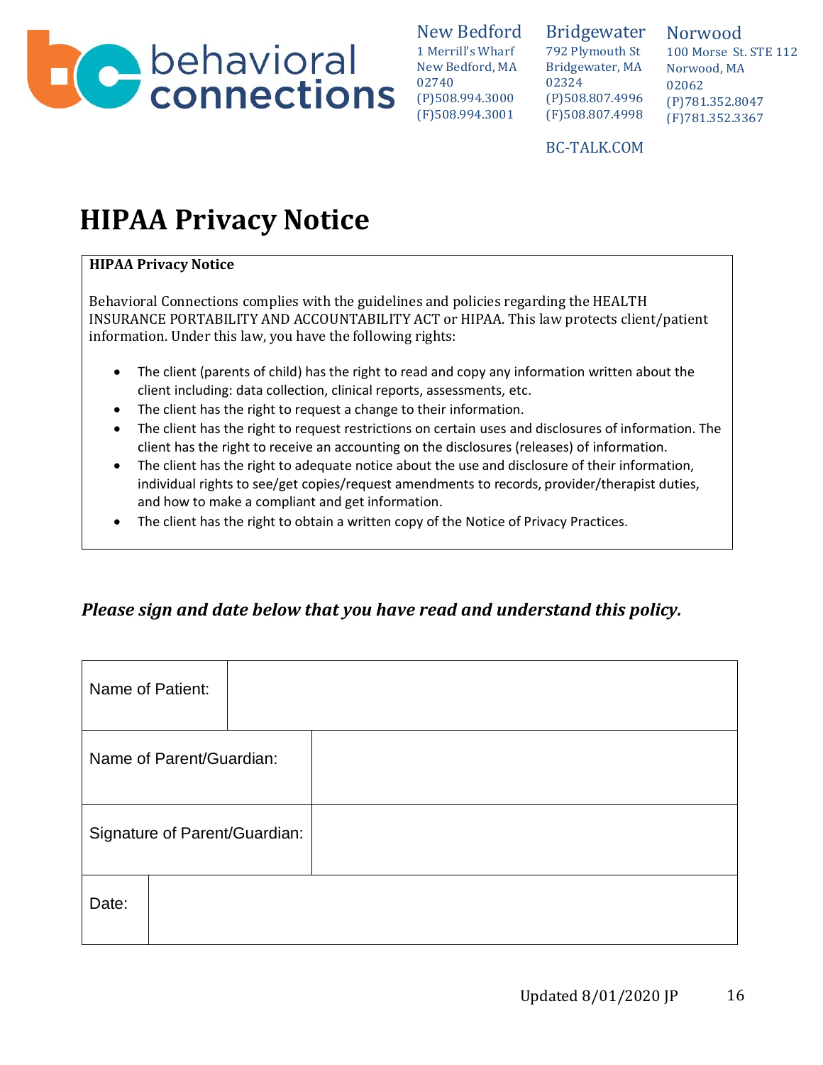behavioral connections

**New Bedford**
1 Merrill's Wharf
New Bedford, MA
02740
(P)508.994.3000
(F)508.994.3001

**Bridgewater**
792 Plymouth St
Bridgewater, MA
02324
(P)508.807.4996
(F)508.807.4998

**Norwood**
100 Morse St. STE 112
Norwood, MA
02062
(P)781.352.8047
(F)781.352.3367

BC-TALK.COM

# HIPAA Privacy Notice

**HIPAA Privacy Notice**

Behavioral Connections complies with the guidelines and policies regarding the HEALTH INSURANCE PORTABILITY AND ACCOUNTABILITY ACT or HIPAA. This law protects client/patient information. Under this law, you have the following rights:

- The client (parents of child) has the right to read and copy any information written about the client including: data collection, clinical reports, assessments, etc.
- The client has the right to request a change to their information.
- The client has the right to request restrictions on certain uses and disclosures of information. The client has the right to receive an accounting on the disclosures (releases) of information.
- The client has the right to adequate notice about the use and disclosure of their information, individual rights to see/get copies/request amendments to records, provider/therapist duties, and how to make a compliant and get information.
- The client has the right to obtain a written copy of the Notice of Privacy Practices.

***Please sign and date below that you have read and understand this policy.***

| | |
|---|---|
| Name of Patient: | |
| Name of Parent/Guardian: | |
| Signature of Parent/Guardian: | |
| Date: | |

Updated 8/01/2020 JP